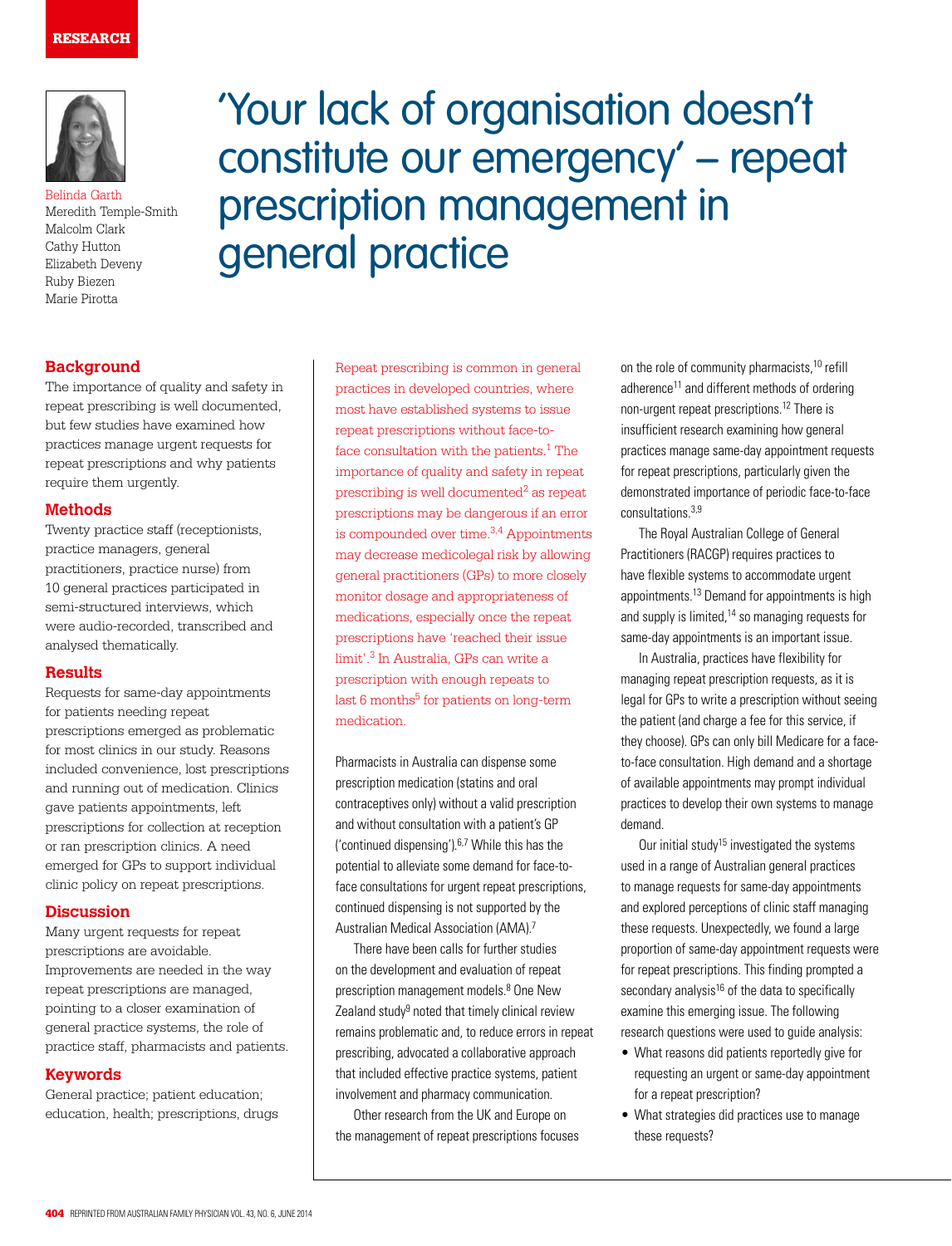RESEARCH

# 'Your lack of organisation doesn't constitute our emergency' – repeat prescription management in general practice

Belinda Garth
Meredith Temple-Smith
Malcolm Clark
Cathy Hutton
Elizabeth Deveny
Ruby Biezen
Marie Pirotta

## Background

The importance of quality and safety in repeat prescribing is well documented, but few studies have examined how practices manage urgent requests for repeat prescriptions and why patients require them urgently.

## Methods

Twenty practice staff (receptionists, practice managers, general practitioners, practice nurse) from 10 general practices participated in semi-structured interviews, which were audio-recorded, transcribed and analysed thematically.

## Results

Requests for same-day appointments for patients needing repeat prescriptions emerged as problematic for most clinics in our study. Reasons included convenience, lost prescriptions and running out of medication. Clinics gave patients appointments, left prescriptions for collection at reception or ran prescription clinics. A need emerged for GPs to support individual clinic policy on repeat prescriptions.

## Discussion

Many urgent requests for repeat prescriptions are avoidable. Improvements are needed in the way repeat prescriptions are managed, pointing to a closer examination of general practice systems, the role of practice staff, pharmacists and patients.

## Keywords

General practice; patient education; education, health; prescriptions, drugs

Repeat prescribing is common in general practices in developed countries, where most have established systems to issue repeat prescriptions without face-to-face consultation with the patients.[1] The importance of quality and safety in repeat prescribing is well documented[2] as repeat prescriptions may be dangerous if an error is compounded over time.[3,4] Appointments may decrease medicolegal risk by allowing general practitioners (GPs) to more closely monitor dosage and appropriateness of medications, especially once the repeat prescriptions have 'reached their issue limit'.[3] In Australia, GPs can write a prescription with enough repeats to last 6 months[5] for patients on long-term medication.

Pharmacists in Australia can dispense some prescription medication (statins and oral contraceptives only) without a valid prescription and without consultation with a patient's GP ('continued dispensing').[6,7] While this has the potential to alleviate some demand for face-to-face consultations for urgent repeat prescriptions, continued dispensing is not supported by the Australian Medical Association (AMA).[7]

There have been calls for further studies on the development and evaluation of repeat prescription management models.[8] One New Zealand study[9] noted that timely clinical review remains problematic and, to reduce errors in repeat prescribing, advocated a collaborative approach that included effective practice systems, patient involvement and pharmacy communication.

Other research from the UK and Europe on the management of repeat prescriptions focuses on the role of community pharmacists,[10] refill adherence[11] and different methods of ordering non-urgent repeat prescriptions.[12] There is insufficient research examining how general practices manage same-day appointment requests for repeat prescriptions, particularly given the demonstrated importance of periodic face-to-face consultations.[3,9]

The Royal Australian College of General Practitioners (RACGP) requires practices to have flexible systems to accommodate urgent appointments.[13] Demand for appointments is high and supply is limited,[14] so managing requests for same-day appointments is an important issue.

In Australia, practices have flexibility for managing repeat prescription requests, as it is legal for GPs to write a prescription without seeing the patient (and charge a fee for this service, if they choose). GPs can only bill Medicare for a face-to-face consultation. High demand and a shortage of available appointments may prompt individual practices to develop their own systems to manage demand.

Our initial study[15] investigated the systems used in a range of Australian general practices to manage requests for same-day appointments and explored perceptions of clinic staff managing these requests. Unexpectedly, we found a large proportion of same-day appointment requests were for repeat prescriptions. This finding prompted a secondary analysis[16] of the data to specifically examine this emerging issue. The following research questions were used to guide analysis:

- What reasons did patients reportedly give for requesting an urgent or same-day appointment for a repeat prescription?
- What strategies did practices use to manage these requests?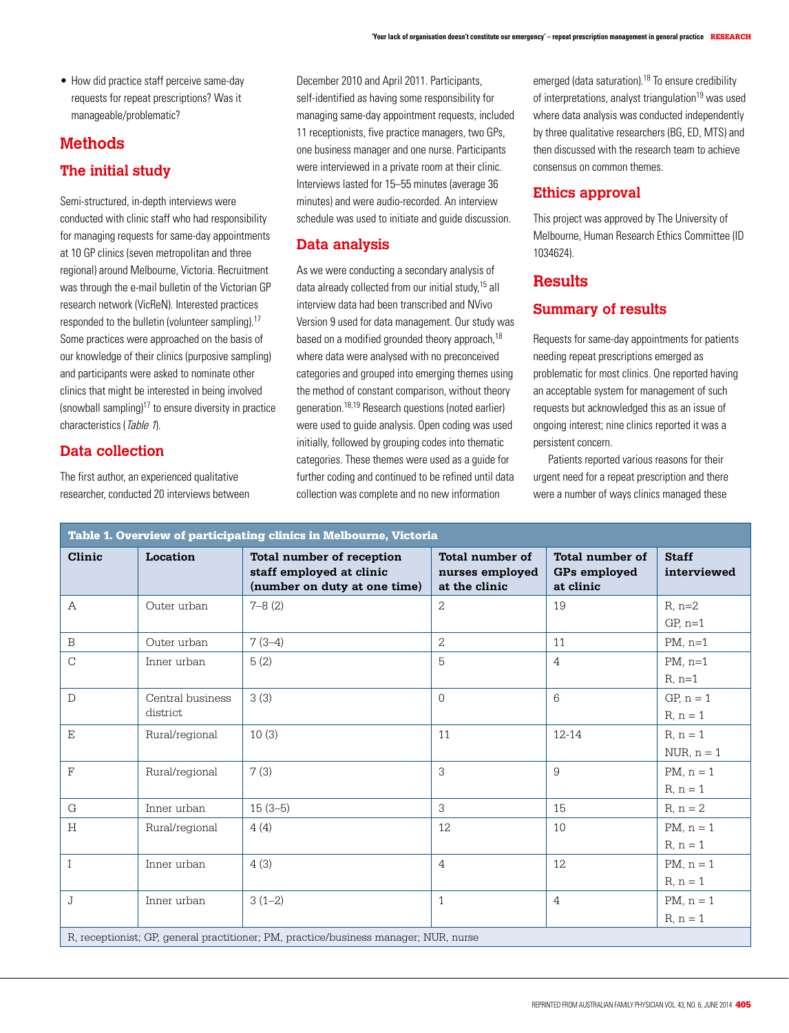- How did practice staff perceive same-day requests for repeat prescriptions? Was it manageable/problematic?

## Methods

### The initial study

Semi-structured, in-depth interviews were conducted with clinic staff who had responsibility for managing requests for same-day appointments at 10 GP clinics (seven metropolitan and three regional) around Melbourne, Victoria. Recruitment was through the e-mail bulletin of the Victorian GP research network (VicReN). Interested practices responded to the bulletin (volunteer sampling).[17] Some practices were approached on the basis of our knowledge of their clinics (purposive sampling) and participants were asked to nominate other clinics that might be interested in being involved (snowball sampling)[17] to ensure diversity in practice characteristics (*Table 1*).

### Data collection

The first author, an experienced qualitative researcher, conducted 20 interviews between December 2010 and April 2011. Participants, self-identified as having some responsibility for managing same-day appointment requests, included 11 receptionists, five practice managers, two GPs, one business manager and one nurse. Participants were interviewed in a private room at their clinic. Interviews lasted for 15–55 minutes (average 36 minutes) and were audio-recorded. An interview schedule was used to initiate and guide discussion.

### Data analysis

As we were conducting a secondary analysis of data already collected from our initial study,[15] all interview data had been transcribed and NVivo Version 9 used for data management. Our study was based on a modified grounded theory approach,[18] where data were analysed with no preconceived categories and grouped into emerging themes using the method of constant comparison, without theory generation.[18,19] Research questions (noted earlier) were used to guide analysis. Open coding was used initially, followed by grouping codes into thematic categories. These themes were used as a guide for further coding and continued to be refined until data collection was complete and no new information emerged (data saturation).[18] To ensure credibility of interpretations, analyst triangulation[19] was used where data analysis was conducted independently by three qualitative researchers (BG, ED, MTS) and then discussed with the research team to achieve consensus on common themes.

### Ethics approval

This project was approved by The University of Melbourne, Human Research Ethics Committee (ID 1034624).

## Results

### Summary of results

Requests for same-day appointments for patients needing repeat prescriptions emerged as problematic for most clinics. One reported having an acceptable system for management of such requests but acknowledged this as an issue of ongoing interest; nine clinics reported it was a persistent concern.

Patients reported various reasons for their urgent need for a repeat prescription and there were a number of ways clinics managed these

**Table 1. Overview of participating clinics in Melbourne, Victoria**

| Clinic | Location | Total number of reception staff employed at clinic (number on duty at one time) | Total number of nurses employed at the clinic | Total number of GPs employed at clinic | Staff interviewed |
|---|---|---|---|---|---|
| A | Outer urban | 7–8 (2) | 2 | 19 | R, n=2<br>GP, n=1 |
| B | Outer urban | 7 (3–4) | 2 | 11 | PM, n=1 |
| C | Inner urban | 5 (2) | 5 | 4 | PM, n=1<br>R, n=1 |
| D | Central business district | 3 (3) | 0 | 6 | GP, n = 1<br>R, n = 1 |
| E | Rural/regional | 10 (3) | 11 | 12-14 | R, n = 1<br>NUR, n = 1 |
| F | Rural/regional | 7 (3) | 3 | 9 | PM, n = 1<br>R, n = 1 |
| G | Inner urban | 15 (3–5) | 3 | 15 | R, n = 2 |
| H | Rural/regional | 4 (4) | 12 | 10 | PM, n = 1<br>R, n = 1 |
| I | Inner urban | 4 (3) | 4 | 12 | PM, n = 1<br>R, n = 1 |
| J | Inner urban | 3 (1–2) | 1 | 4 | PM, n = 1<br>R, n = 1 |

R, receptionist; GP, general practitioner; PM, practice/business manager; NUR, nurse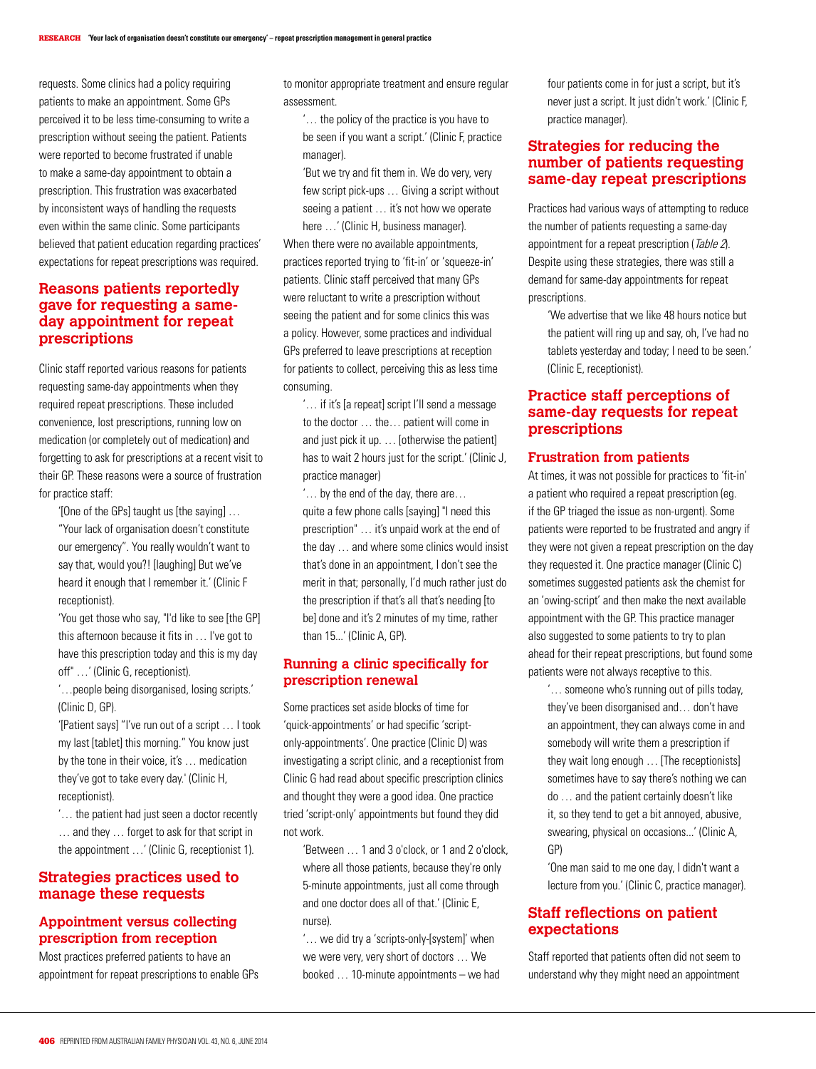requests. Some clinics had a policy requiring patients to make an appointment. Some GPs perceived it to be less time-consuming to write a prescription without seeing the patient. Patients were reported to become frustrated if unable to make a same-day appointment to obtain a prescription. This frustration was exacerbated by inconsistent ways of handling the requests even within the same clinic. Some participants believed that patient education regarding practices' expectations for repeat prescriptions was required.

## Reasons patients reportedly gave for requesting a same-day appointment for repeat prescriptions

Clinic staff reported various reasons for patients requesting same-day appointments when they required repeat prescriptions. These included convenience, lost prescriptions, running low on medication (or completely out of medication) and forgetting to ask for prescriptions at a recent visit to their GP. These reasons were a source of frustration for practice staff:

> '[One of the GPs] taught us [the saying] … "Your lack of organisation doesn't constitute our emergency". You really wouldn't want to say that, would you?! [laughing] But we've heard it enough that I remember it.' (Clinic F receptionist).

> 'You get those who say, "I'd like to see [the GP] this afternoon because it fits in … I've got to have this prescription today and this is my day off" …' (Clinic G, receptionist).

> '…people being disorganised, losing scripts.' (Clinic D, GP).

> '[Patient says] "I've run out of a script … I took my last [tablet] this morning." You know just by the tone in their voice, it's … medication they've got to take every day.' (Clinic H, receptionist).

> '… the patient had just seen a doctor recently … and they … forget to ask for that script in the appointment …' (Clinic G, receptionist 1).

## Strategies practices used to manage these requests

### Appointment versus collecting prescription from reception

Most practices preferred patients to have an appointment for repeat prescriptions to enable GPs to monitor appropriate treatment and ensure regular assessment.

> '… the policy of the practice is you have to be seen if you want a script.' (Clinic F, practice manager).

> 'But we try and fit them in. We do very, very few script pick-ups … Giving a script without seeing a patient … it's not how we operate here …' (Clinic H, business manager).

When there were no available appointments, practices reported trying to 'fit-in' or 'squeeze-in' patients. Clinic staff perceived that many GPs were reluctant to write a prescription without seeing the patient and for some clinics this was a policy. However, some practices and individual GPs preferred to leave prescriptions at reception for patients to collect, perceiving this as less time consuming.

> '… if it's [a repeat] script I'll send a message to the doctor … the… patient will come in and just pick it up. … [otherwise the patient] has to wait 2 hours just for the script.' (Clinic J, practice manager)

> '… by the end of the day, there are… quite a few phone calls [saying] "I need this prescription" … it's unpaid work at the end of the day … and where some clinics would insist that's done in an appointment, I don't see the merit in that; personally, I'd much rather just do the prescription if that's all that's needing [to be] done and it's 2 minutes of my time, rather than 15...' (Clinic A, GP).

### Running a clinic specifically for prescription renewal

Some practices set aside blocks of time for 'quick-appointments' or had specific 'script-only-appointments'. One practice (Clinic D) was investigating a script clinic, and a receptionist from Clinic G had read about specific prescription clinics and thought they were a good idea. One practice tried 'script-only' appointments but found they did not work.

> 'Between … 1 and 3 o'clock, or 1 and 2 o'clock, where all those patients, because they're only 5-minute appointments, just all come through and one doctor does all of that.' (Clinic E, nurse).

> '… we did try a 'scripts-only-[system]' when we were very, very short of doctors … We booked … 10-minute appointments – we had four patients come in for just a script, but it's never just a script. It just didn't work.' (Clinic F, practice manager).

### Strategies for reducing the number of patients requesting same-day repeat prescriptions

Practices had various ways of attempting to reduce the number of patients requesting a same-day appointment for a repeat prescription (*Table 2*). Despite using these strategies, there was still a demand for same-day appointments for repeat prescriptions.

> 'We advertise that we like 48 hours notice but the patient will ring up and say, oh, I've had no tablets yesterday and today; I need to be seen.' (Clinic E, receptionist).

## Practice staff perceptions of same-day requests for repeat prescriptions

### Frustration from patients

At times, it was not possible for practices to 'fit-in' a patient who required a repeat prescription (eg. if the GP triaged the issue as non-urgent). Some patients were reported to be frustrated and angry if they were not given a repeat prescription on the day they requested it. One practice manager (Clinic C) sometimes suggested patients ask the chemist for an 'owing-script' and then make the next available appointment with the GP. This practice manager also suggested to some patients to try to plan ahead for their repeat prescriptions, but found some patients were not always receptive to this.

> '… someone who's running out of pills today, they've been disorganised and… don't have an appointment, they can always come in and somebody will write them a prescription if they wait long enough … [The receptionists] sometimes have to say there's nothing we can do … and the patient certainly doesn't like it, so they tend to get a bit annoyed, abusive, swearing, physical on occasions...' (Clinic A, GP)

> 'One man said to me one day, I didn't want a lecture from you.' (Clinic C, practice manager).

## Staff reflections on patient expectations

Staff reported that patients often did not seem to understand why they might need an appointment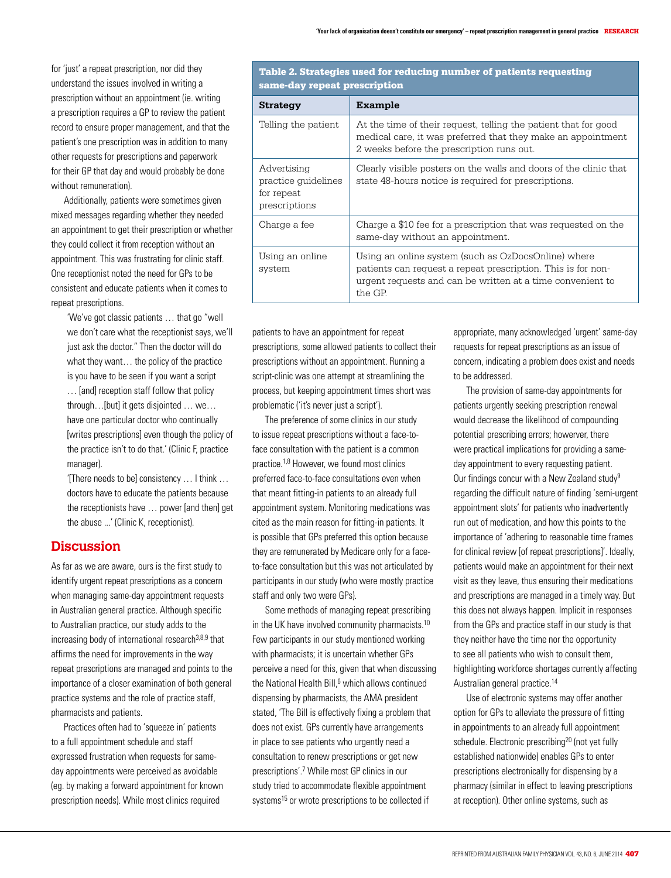for 'just' a repeat prescription, nor did they understand the issues involved in writing a prescription without an appointment (ie. writing a prescription requires a GP to review the patient record to ensure proper management, and that the patient's one prescription was in addition to many other requests for prescriptions and paperwork for their GP that day and would probably be done without remuneration).

Additionally, patients were sometimes given mixed messages regarding whether they needed an appointment to get their prescription or whether they could collect it from reception without an appointment. This was frustrating for clinic staff. One receptionist noted the need for GPs to be consistent and educate patients when it comes to repeat prescriptions.

> 'We've got classic patients … that go "well we don't care what the receptionist says, we'll just ask the doctor." Then the doctor will do what they want… the policy of the practice is you have to be seen if you want a script … [and] reception staff follow that policy through…[but] it gets disjointed … we… have one particular doctor who continually [writes prescriptions] even though the policy of the practice isn't to do that.' (Clinic F, practice manager).
>
> '[There needs to be] consistency … I think … doctors have to educate the patients because the receptionists have … power [and then] get the abuse ...' (Clinic K, receptionist).

## Discussion

As far as we are aware, ours is the first study to identify urgent repeat prescriptions as a concern when managing same-day appointment requests in Australian general practice. Although specific to Australian practice, our study adds to the increasing body of international research[3,8,9] that affirms the need for improvements in the way repeat prescriptions are managed and points to the importance of a closer examination of both general practice systems and the role of practice staff, pharmacists and patients.

Practices often had to 'squeeze in' patients to a full appointment schedule and staff expressed frustration when requests for same-day appointments were perceived as avoidable (eg. by making a forward appointment for known prescription needs). While most clinics required patients to have an appointment for repeat prescriptions, some allowed patients to collect their prescriptions without an appointment. Running a script-clinic was one attempt at streamlining the process, but keeping appointment times short was problematic ('it's never just a script').

**Table 2. Strategies used for reducing number of patients requesting same-day repeat prescription**

| Strategy | Example |
|---|---|
| Telling the patient | At the time of their request, telling the patient that for good medical care, it was preferred that they make an appointment 2 weeks before the prescription runs out. |
| Advertising practice guidelines for repeat prescriptions | Clearly visible posters on the walls and doors of the clinic that state 48-hours notice is required for prescriptions. |
| Charge a fee | Charge a $10 fee for a prescription that was requested on the same-day without an appointment. |
| Using an online system | Using an online system (such as OzDocsOnline) where patients can request a repeat prescription. This is for non-urgent requests and can be written at a time convenient to the GP. |

The preference of some clinics in our study to issue repeat prescriptions without a face-to-face consultation with the patient is a common practice.[1,8] However, we found most clinics preferred face-to-face consultations even when that meant fitting-in patients to an already full appointment system. Monitoring medications was cited as the main reason for fitting-in patients. It is possible that GPs preferred this option because they are remunerated by Medicare only for a face-to-face consultation but this was not articulated by participants in our study (who were mostly practice staff and only two were GPs).

Some methods of managing repeat prescribing in the UK have involved community pharmacists.[10] Few participants in our study mentioned working with pharmacists; it is uncertain whether GPs perceive a need for this, given that when discussing the National Health Bill,[6] which allows continued dispensing by pharmacists, the AMA president stated, 'The Bill is effectively fixing a problem that does not exist. GPs currently have arrangements in place to see patients who urgently need a consultation to renew prescriptions or get new prescriptions'.[7] While most GP clinics in our study tried to accommodate flexible appointment systems[15] or wrote prescriptions to be collected if appropriate, many acknowledged 'urgent' same-day requests for repeat prescriptions as an issue of concern, indicating a problem does exist and needs to be addressed.

The provision of same-day appointments for patients urgently seeking prescription renewal would decrease the likelihood of compounding potential prescribing errors; however, there were practical implications for providing a same-day appointment to every requesting patient. Our findings concur with a New Zealand study[9] regarding the difficult nature of finding 'semi-urgent appointment slots' for patients who inadvertently run out of medication, and how this points to the importance of 'adhering to reasonable time frames for clinical review [of repeat prescriptions]'. Ideally, patients would make an appointment for their next visit as they leave, thus ensuring their medications and prescriptions are managed in a timely way. But this does not always happen. Implicit in responses from the GPs and practice staff in our study is that they neither have the time nor the opportunity to see all patients who wish to consult them, highlighting workforce shortages currently affecting Australian general practice.[14]

Use of electronic systems may offer another option for GPs to alleviate the pressure of fitting in appointments to an already full appointment schedule. Electronic prescribing[20] (not yet fully established nationwide) enables GPs to enter prescriptions electronically for dispensing by a pharmacy (similar in effect to leaving prescriptions at reception). Other online systems, such as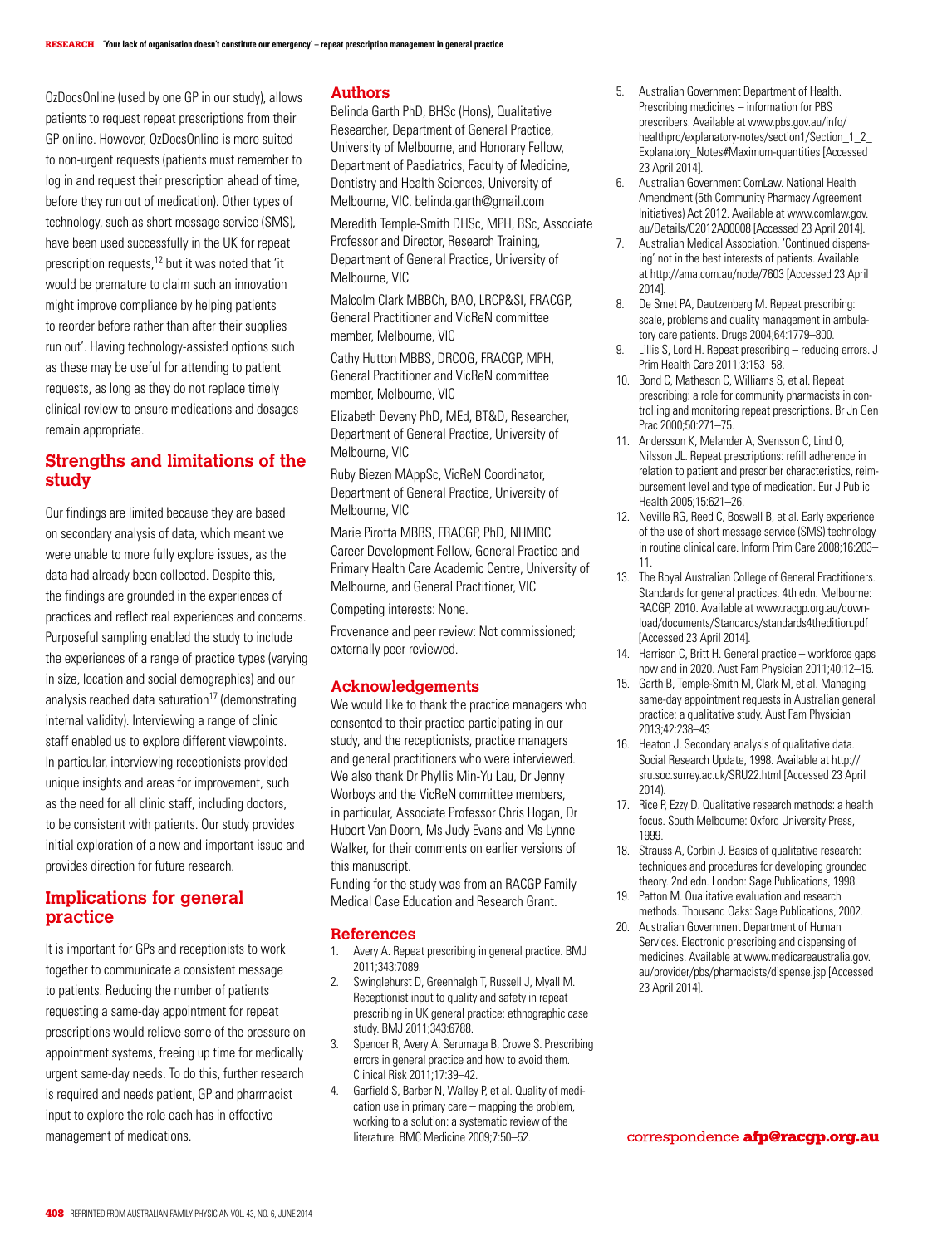OzDocsOnline (used by one GP in our study), allows patients to request repeat prescriptions from their GP online. However, OzDocsOnline is more suited to non-urgent requests (patients must remember to log in and request their prescription ahead of time, before they run out of medication). Other types of technology, such as short message service (SMS), have been used successfully in the UK for repeat prescription requests,[12] but it was noted that 'it would be premature to claim such an innovation might improve compliance by helping patients to reorder before rather than after their supplies run out'. Having technology-assisted options such as these may be useful for attending to patient requests, as long as they do not replace timely clinical review to ensure medications and dosages remain appropriate.

## Strengths and limitations of the study

Our findings are limited because they are based on secondary analysis of data, which meant we were unable to more fully explore issues, as the data had already been collected. Despite this, the findings are grounded in the experiences of practices and reflect real experiences and concerns. Purposeful sampling enabled the study to include the experiences of a range of practice types (varying in size, location and social demographics) and our analysis reached data saturation[17] (demonstrating internal validity). Interviewing a range of clinic staff enabled us to explore different viewpoints. In particular, interviewing receptionists provided unique insights and areas for improvement, such as the need for all clinic staff, including doctors, to be consistent with patients. Our study provides initial exploration of a new and important issue and provides direction for future research.

## Implications for general practice

It is important for GPs and receptionists to work together to communicate a consistent message to patients. Reducing the number of patients requesting a same-day appointment for repeat prescriptions would relieve some of the pressure on appointment systems, freeing up time for medically urgent same-day needs. To do this, further research is required and needs patient, GP and pharmacist input to explore the role each has in effective management of medications.

## Authors

Belinda Garth PhD, BHSc (Hons), Qualitative Researcher, Department of General Practice, University of Melbourne, and Honorary Fellow, Department of Paediatrics, Faculty of Medicine, Dentistry and Health Sciences, University of Melbourne, VIC. belinda.garth@gmail.com

Meredith Temple-Smith DHSc, MPH, BSc, Associate Professor and Director, Research Training, Department of General Practice, University of Melbourne, VIC

Malcolm Clark MBBCh, BAO, LRCP&SI, FRACGP, General Practitioner and VicReN committee member, Melbourne, VIC

Cathy Hutton MBBS, DRCOG, FRACGP, MPH, General Practitioner and VicReN committee member, Melbourne, VIC

Elizabeth Deveny PhD, MEd, BT&D, Researcher, Department of General Practice, University of Melbourne, VIC

Ruby Biezen MAppSc, VicReN Coordinator, Department of General Practice, University of Melbourne, VIC

Marie Pirotta MBBS, FRACGP, PhD, NHMRC Career Development Fellow, General Practice and Primary Health Care Academic Centre, University of Melbourne, and General Practitioner, VIC

Competing interests: None.

Provenance and peer review: Not commissioned; externally peer reviewed.

## Acknowledgements

We would like to thank the practice managers who consented to their practice participating in our study, and the receptionists, practice managers and general practitioners who were interviewed. We also thank Dr Phyllis Min-Yu Lau, Dr Jenny Worboys and the VicReN committee members, in particular, Associate Professor Chris Hogan, Dr Hubert Van Doorn, Ms Judy Evans and Ms Lynne Walker, for their comments on earlier versions of this manuscript.

Funding for the study was from an RACGP Family Medical Case Education and Research Grant.

## References

1. Avery A. Repeat prescribing in general practice. BMJ 2011;343:7089.
2. Swinglehurst D, Greenhalgh T, Russell J, Myall M. Receptionist input to quality and safety in repeat prescribing in UK general practice: ethnographic case study. BMJ 2011;343:6788.
3. Spencer R, Avery A, Serumaga B, Crowe S. Prescribing errors in general practice and how to avoid them. Clinical Risk 2011;17:39–42.
4. Garfield S, Barber N, Walley P, et al. Quality of medication use in primary care – mapping the problem, working to a solution: a systematic review of the literature. BMC Medicine 2009;7:50–52.
5. Australian Government Department of Health. Prescribing medicines – information for PBS prescribers. Available at www.pbs.gov.au/info/healthpro/explanatory-notes/section1/Section_1_2_Explanatory_Notes#Maximum-quantities [Accessed 23 April 2014].
6. Australian Government ComLaw. National Health Amendment (5th Community Pharmacy Agreement Initiatives) Act 2012. Available at www.comlaw.gov.au/Details/C2012A00008 [Accessed 23 April 2014].
7. Australian Medical Association. 'Continued dispensing' not in the best interests of patients. Available at http://ama.com.au/node/7603 [Accessed 23 April 2014].
8. De Smet PA, Dautzenberg M. Repeat prescribing: scale, problems and quality management in ambulatory care patients. Drugs 2004;64:1779–800.
9. Lillis S, Lord H. Repeat prescribing – reducing errors. J Prim Health Care 2011;3:153–58.
10. Bond C, Matheson C, Williams S, et al. Repeat prescribing: a role for community pharmacists in controlling and monitoring repeat prescriptions. Br Jn Gen Prac 2000;50:271–75.
11. Andersson K, Melander A, Svensson C, Lind O, Nilsson JL. Repeat prescriptions: refill adherence in relation to patient and prescriber characteristics, reimbursement level and type of medication. Eur J Public Health 2005;15:621–26.
12. Neville RG, Reed C, Boswell B, et al. Early experience of the use of short message service (SMS) technology in routine clinical care. Inform Prim Care 2008;16:203–11.
13. The Royal Australian College of General Practitioners. Standards for general practices. 4th edn. Melbourne: RACGP, 2010. Available at www.racgp.org.au/download/documents/Standards/standards4thedition.pdf [Accessed 23 April 2014].
14. Harrison C, Britt H. General practice – workforce gaps now and in 2020. Aust Fam Physician 2011;40:12–15.
15. Garth B, Temple-Smith M, Clark M, et al. Managing same-day appointment requests in Australian general practice: a qualitative study. Aust Fam Physician 2013;42:238–43
16. Heaton J. Secondary analysis of qualitative data. Social Research Update, 1998. Available at http://sru.soc.surrey.ac.uk/SRU22.html [Accessed 23 April 2014].
17. Rice P, Ezzy D. Qualitative research methods: a health focus. South Melbourne: Oxford University Press, 1999.
18. Strauss A, Corbin J. Basics of qualitative research: techniques and procedures for developing grounded theory. 2nd edn. London: Sage Publications, 1998.
19. Patton M. Qualitative evaluation and research methods. Thousand Oaks: Sage Publications, 2002.
20. Australian Government Department of Human Services. Electronic prescribing and dispensing of medicines. Available at www.medicareaustralia.gov.au/provider/pbs/pharmacists/dispense.jsp [Accessed 23 April 2014].

correspondence **afp@racgp.org.au**